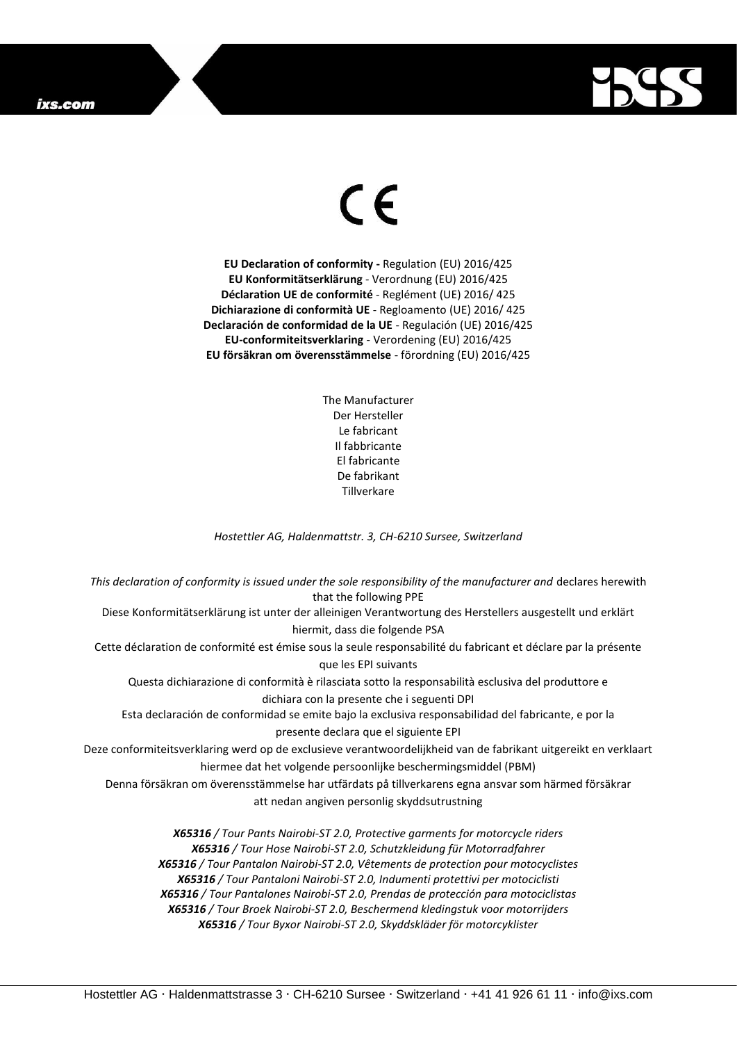CE

**EU Declaration of conformity -** Regulation (EU) 2016/425
**EU Konformitätserklärung** - Verordnung (EU) 2016/425
**Déclaration UE de conformité** - Reglément (UE) 2016/ 425
**Dichiarazione di conformità UE** - Regloamento (UE) 2016/ 425
**Declaración de conformidad de la UE** - Regulación (UE) 2016/425
**EU-conformiteitsverklaring** - Verordening (EU) 2016/425
**EU försäkran om överensstämmelse** - förordning (EU) 2016/425

The Manufacturer
Der Hersteller
Le fabricant
Il fabbricante
El fabricante
De fabrikant
Tillverkare

*Hostettler AG, Haldenmattstr. 3, CH-6210 Sursee, Switzerland*

*This declaration of conformity is issued under the sole responsibility of the manufacturer and* declares herewith that the following PPE

Diese Konformitätserklärung ist unter der alleinigen Verantwortung des Herstellers ausgestellt und erklärt hiermit, dass die folgende PSA

Cette déclaration de conformité est émise sous la seule responsabilité du fabricant et déclare par la présente que les EPI suivants

Questa dichiarazione di conformità è rilasciata sotto la responsabilità esclusiva del produttore e dichiara con la presente che i seguenti DPI

Esta declaración de conformidad se emite bajo la exclusiva responsabilidad del fabricante, e por la presente declara que el siguiente EPI

Deze conformiteitsverklaring werd op de exclusieve verantwoordelijkheid van de fabrikant uitgereikt en verklaart hiermee dat het volgende persoonlijke beschermingsmiddel (PBM)

Denna försäkran om överensstämmelse har utfärdats på tillverkarens egna ansvar som härmed försäkrar att nedan angiven personlig skyddsutrustning

***X65316** / Tour Pants Nairobi-ST 2.0, Protective garments for motorcycle riders*
***X65316** / Tour Hose Nairobi-ST 2.0, Schutzkleidung für Motorradfahrer*
***X65316** / Tour Pantalon Nairobi-ST 2.0, Vêtements de protection pour motocyclistes*
***X65316** / Tour Pantaloni Nairobi-ST 2.0, Indumenti protettivi per motociclisti*
***X65316** / Tour Pantalones Nairobi-ST 2.0, Prendas de protección para motociclistas*
***X65316** / Tour Broek Nairobi-ST 2.0, Beschermend kledingstuk voor motorrijders*
***X65316** / Tour Byxor Nairobi-ST 2.0, Skyddskläder för motorcyklister*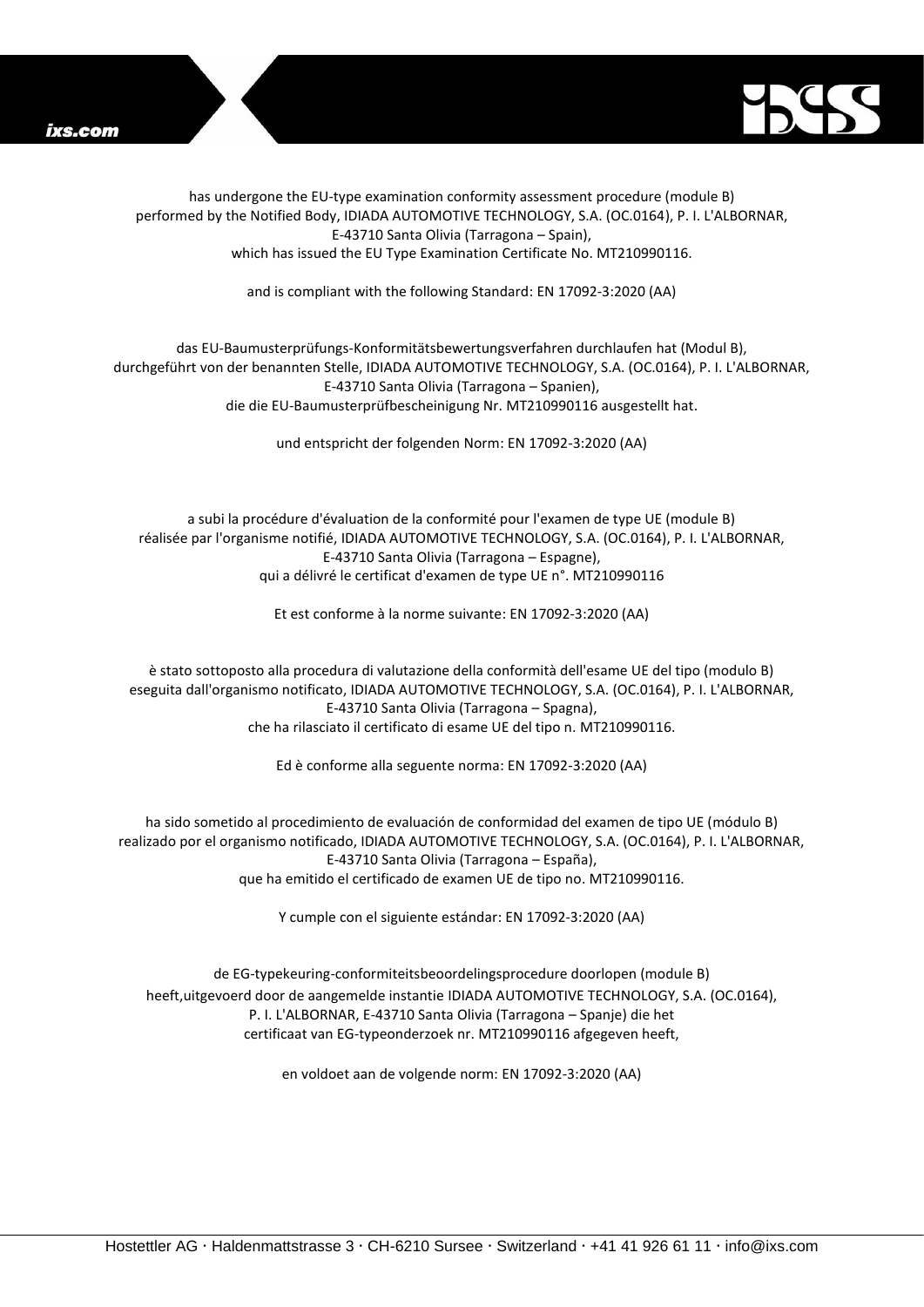has undergone the EU-type examination conformity assessment procedure (module B) performed by the Notified Body, IDIADA AUTOMOTIVE TECHNOLOGY, S.A. (OC.0164), P. I. L'ALBORNAR, E-43710 Santa Olivia (Tarragona – Spain), which has issued the EU Type Examination Certificate No. MT210990116.

and is compliant with the following Standard: EN 17092-3:2020 (AA)

das EU-Baumusterprüfungs-Konformitätsbewertungsverfahren durchlaufen hat (Modul B), durchgeführt von der benannten Stelle, IDIADA AUTOMOTIVE TECHNOLOGY, S.A. (OC.0164), P. I. L'ALBORNAR, E-43710 Santa Olivia (Tarragona – Spanien), die die EU-Baumusterprüfbescheinigung Nr. MT210990116 ausgestellt hat.

und entspricht der folgenden Norm: EN 17092-3:2020 (AA)

a subi la procédure d'évaluation de la conformité pour l'examen de type UE (module B) réalisée par l'organisme notifié, IDIADA AUTOMOTIVE TECHNOLOGY, S.A. (OC.0164), P. I. L'ALBORNAR, E-43710 Santa Olivia (Tarragona – Espagne), qui a délivré le certificat d'examen de type UE n°. MT210990116

Et est conforme à la norme suivante: EN 17092-3:2020 (AA)

è stato sottoposto alla procedura di valutazione della conformità dell'esame UE del tipo (modulo B) eseguita dall'organismo notificato, IDIADA AUTOMOTIVE TECHNOLOGY, S.A. (OC.0164), P. I. L'ALBORNAR, E-43710 Santa Olivia (Tarragona – Spagna), che ha rilasciato il certificato di esame UE del tipo n. MT210990116.

Ed è conforme alla seguente norma: EN 17092-3:2020 (AA)

ha sido sometido al procedimiento de evaluación de conformidad del examen de tipo UE (módulo B) realizado por el organismo notificado, IDIADA AUTOMOTIVE TECHNOLOGY, S.A. (OC.0164), P. I. L'ALBORNAR, E-43710 Santa Olivia (Tarragona – España), que ha emitido el certificado de examen UE de tipo no. MT210990116.

Y cumple con el siguiente estándar: EN 17092-3:2020 (AA)

de EG-typekeuring-conformiteitsbeoordelingsprocedure doorlopen (module B) heeft,uitgevoerd door de aangemelde instantie IDIADA AUTOMOTIVE TECHNOLOGY, S.A. (OC.0164), P. I. L'ALBORNAR, E-43710 Santa Olivia (Tarragona – Spanje) die het certificaat van EG-typeonderzoek nr. MT210990116 afgegeven heeft,

en voldoet aan de volgende norm: EN 17092-3:2020 (AA)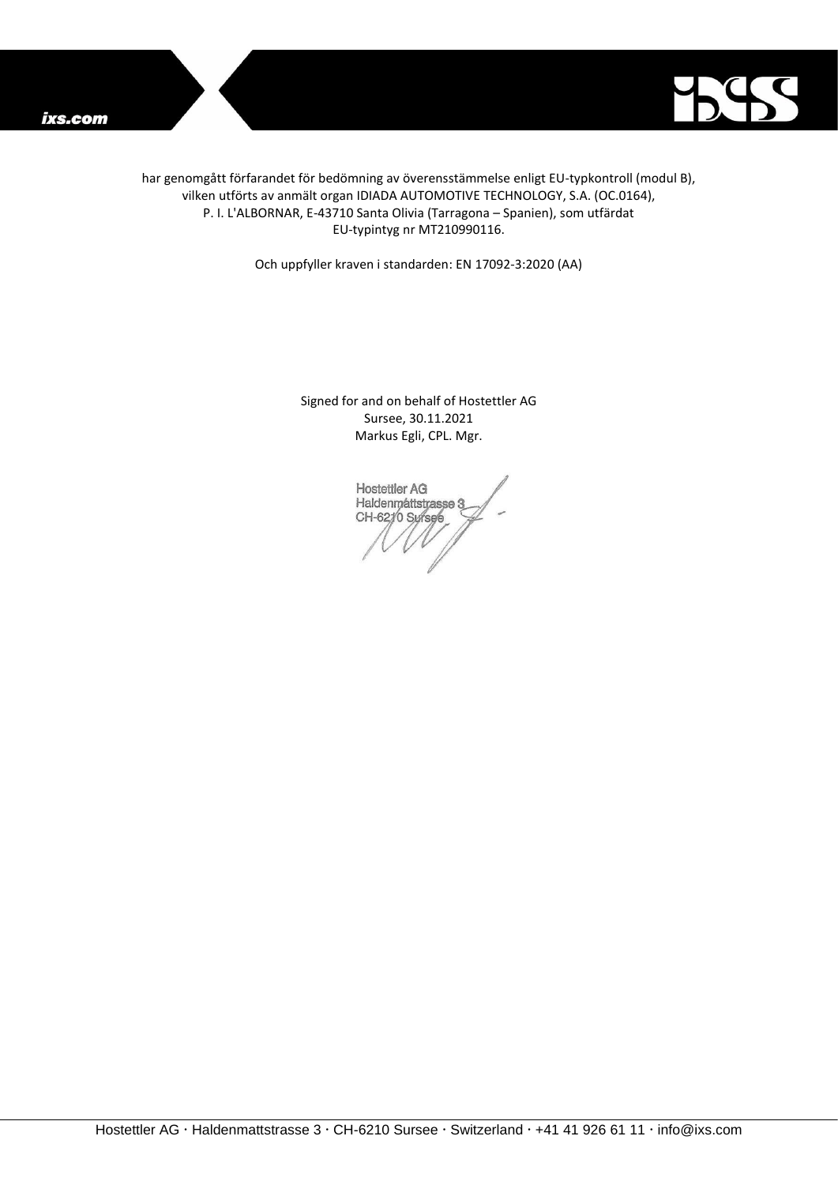har genomgått förfarandet för bedömning av överensstämmelse enligt EU-typkontroll (modul B), vilken utförts av anmält organ IDIADA AUTOMOTIVE TECHNOLOGY, S.A. (OC.0164), P. I. L'ALBORNAR, E-43710 Santa Olivia (Tarragona – Spanien), som utfärdat EU-typintyg nr MT210990116.

Och uppfyller kraven i standarden: EN 17092-3:2020 (AA)

Signed for and on behalf of Hostettler AG
Sursee, 30.11.2021
Markus Egli, CPL. Mgr.

Hostettler AG
Haldenmattstrasse 3
CH-6210 Sursee